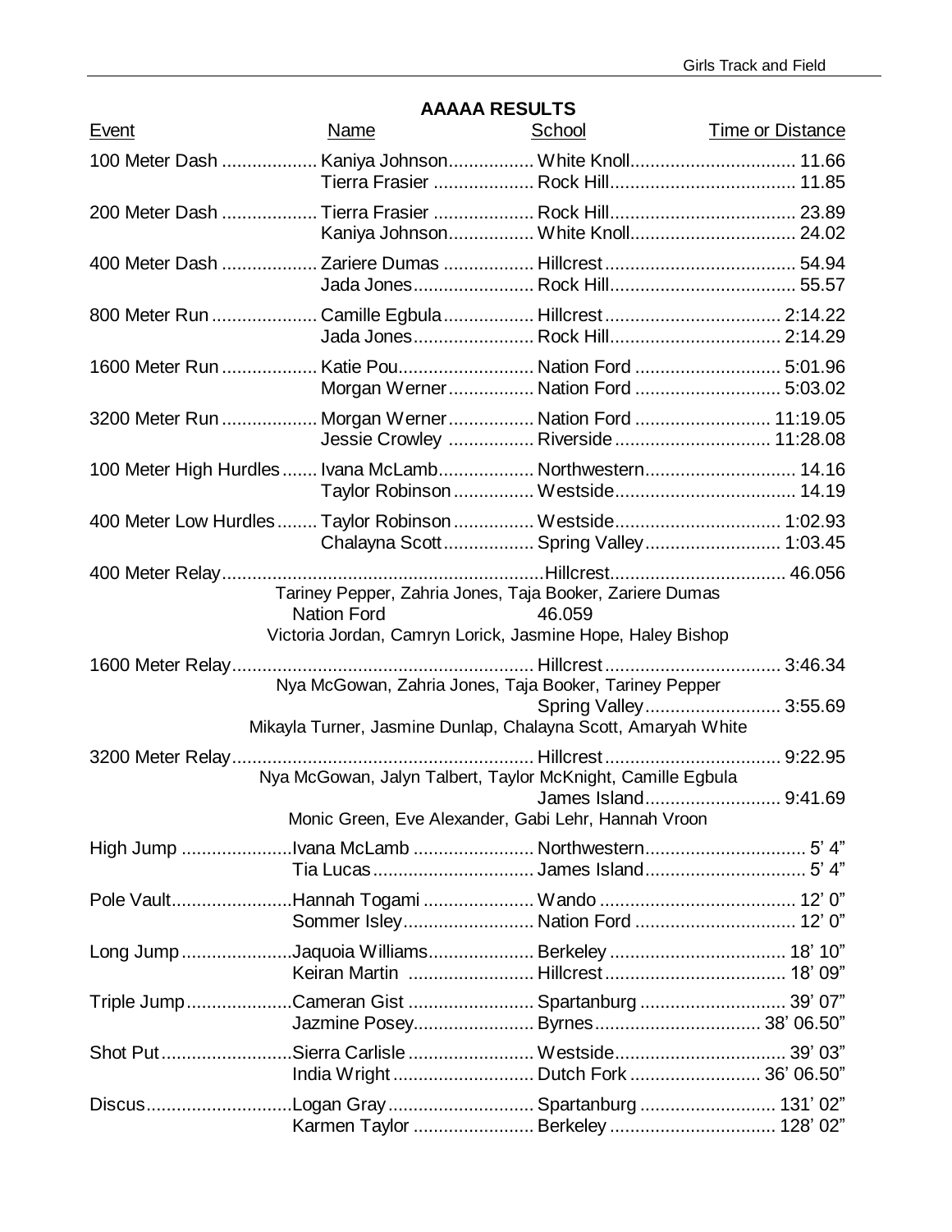## AAAAA RESULTS

| Event | Name | School | Time or Distance |
|---|---|---|---|
| 100 Meter Dash | Kaniya Johnson | White Knoll | 11.66 |
| | Tierra Frasier | Rock Hill | 11.85 |
| 200 Meter Dash | Tierra Frasier | Rock Hill | 23.89 |
| | Kaniya Johnson | White Knoll | 24.02 |
| 400 Meter Dash | Zariere Dumas | Hillcrest | 54.94 |
| | Jada Jones | Rock Hill | 55.57 |
| 800 Meter Run | Camille Egbula | Hillcrest | 2:14.22 |
| | Jada Jones | Rock Hill | 2:14.29 |
| 1600 Meter Run | Katie Pou | Nation Ford | 5:01.96 |
| | Morgan Werner | Nation Ford | 5:03.02 |
| 3200 Meter Run | Morgan Werner | Nation Ford | 11:19.05 |
| | Jessie Crowley | Riverside | 11:28.08 |
| 100 Meter High Hurdles | Ivana McLamb | Northwestern | 14.16 |
| | Taylor Robinson | Westside | 14.19 |
| 400 Meter Low Hurdles | Taylor Robinson | Westside | 1:02.93 |
| | Chalayna Scott | Spring Valley | 1:03.45 |
| 400 Meter Relay | | Hillcrest | 46.056 |
| | Tariney Pepper, Zahria Jones, Taja Booker, Zariere Dumas | | |
| | | Nation Ford | 46.059 |
| | Victoria Jordan, Camryn Lorick, Jasmine Hope, Haley Bishop | | |
| 1600 Meter Relay | | Hillcrest | 3:46.34 |
| | Nya McGowan, Zahria Jones, Taja Booker, Tariney Pepper | | |
| | | Spring Valley | 3:55.69 |
| | Mikayla Turner, Jasmine Dunlap, Chalayna Scott, Amaryah White | | |
| 3200 Meter Relay | | Hillcrest | 9:22.95 |
| | Nya McGowan, Jalyn Talbert, Taylor McKnight, Camille Egbula | | |
| | | James Island | 9:41.69 |
| | Monic Green, Eve Alexander, Gabi Lehr, Hannah Vroon | | |
| High Jump | Ivana McLamb | Northwestern | 5' 4" |
| | Tia Lucas | James Island | 5' 4" |
| Pole Vault | Hannah Togami | Wando | 12' 0" |
| | Sommer Isley | Nation Ford | 12' 0" |
| Long Jump | Jaquoia Williams | Berkeley | 18' 10" |
| | Keiran Martin | Hillcrest | 18' 09" |
| Triple Jump | Cameran Gist | Spartanburg | 39' 07" |
| | Jazmine Posey | Byrnes | 38' 06.50" |
| Shot Put | Sierra Carlisle | Westside | 39' 03" |
| | India Wright | Dutch Fork | 36' 06.50" |
| Discus | Logan Gray | Spartanburg | 131' 02" |
| | Karmen Taylor | Berkeley | 128' 02" |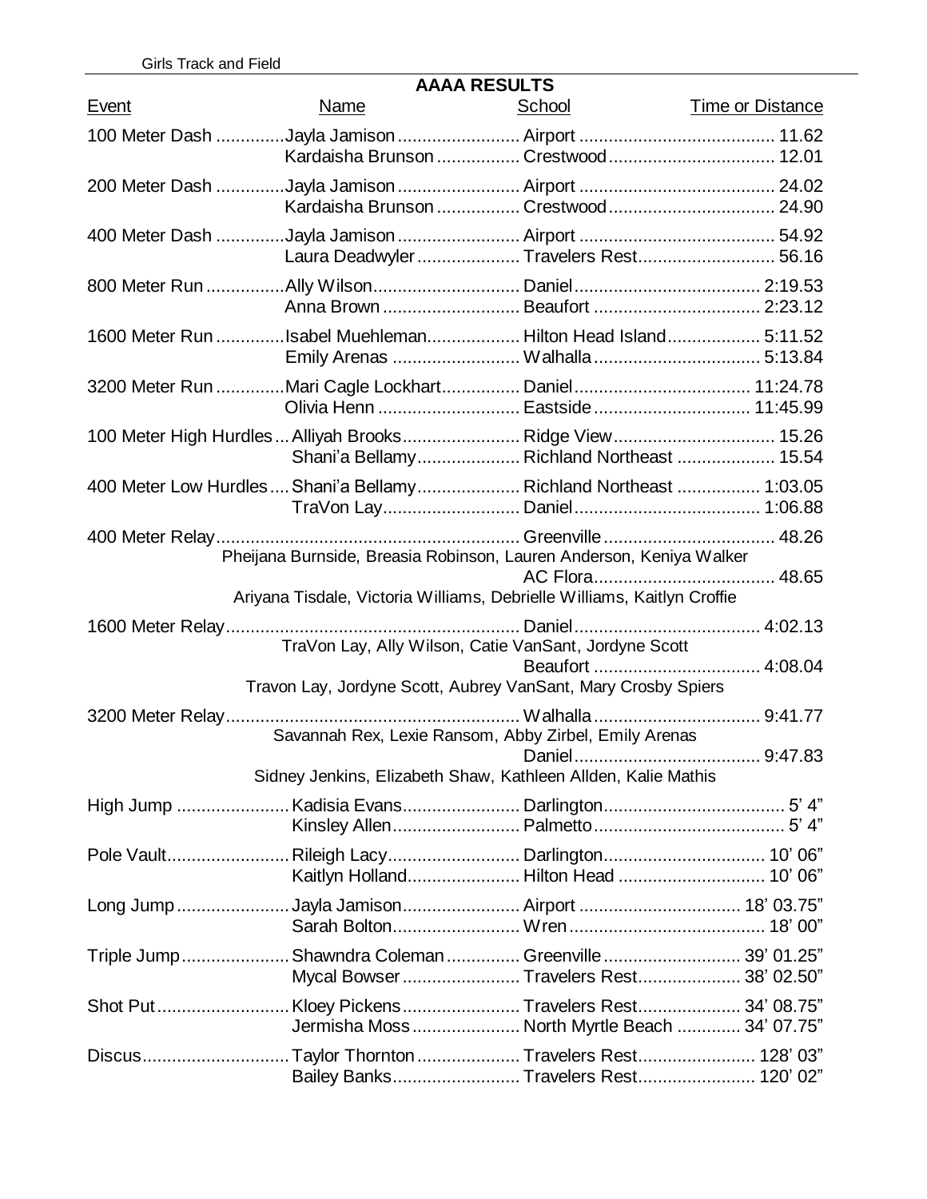## AAAA RESULTS

| Event | Name | School | Time or Distance |
|---|---|---|---|
| 100 Meter Dash | Jayla Jamison | Airport | 11.62 |
| | Kardaisha Brunson | Crestwood | 12.01 |
| 200 Meter Dash | Jayla Jamison | Airport | 24.02 |
| | Kardaisha Brunson | Crestwood | 24.90 |
| 400 Meter Dash | Jayla Jamison | Airport | 54.92 |
| | Laura Deadwyler | Travelers Rest | 56.16 |
| 800 Meter Run | Ally Wilson | Daniel | 2:19.53 |
| | Anna Brown | Beaufort | 2:23.12 |
| 1600 Meter Run | Isabel Muehleman | Hilton Head Island | 5:11.52 |
| | Emily Arenas | Walhalla | 5:13.84 |
| 3200 Meter Run | Mari Cagle Lockhart | Daniel | 11:24.78 |
| | Olivia Henn | Eastside | 11:45.99 |
| 100 Meter High Hurdles | Alliyah Brooks | Ridge View | 15.26 |
| | Shani'a Bellamy | Richland Northeast | 15.54 |
| 400 Meter Low Hurdles | Shani'a Bellamy | Richland Northeast | 1:03.05 |
| | TraVon Lay | Daniel | 1:06.88 |
| 400 Meter Relay | | Greenville | 48.26 |
| | Pheijana Burnside, Breasia Robinson, Lauren Anderson, Keniya Walker | | |
| | | AC Flora | 48.65 |
| | Ariyana Tisdale, Victoria Williams, Debrielle Williams, Kaitlyn Croffie | | |
| 1600 Meter Relay | | Daniel | 4:02.13 |
| | TraVon Lay, Ally Wilson, Catie VanSant, Jordyne Scott | | |
| | | Beaufort | 4:08.04 |
| | Travon Lay, Jordyne Scott, Aubrey VanSant, Mary Crosby Spiers | | |
| 3200 Meter Relay | | Walhalla | 9:41.77 |
| | Savannah Rex, Lexie Ransom, Abby Zirbel, Emily Arenas | | |
| | | Daniel | 9:47.83 |
| | Sidney Jenkins, Elizabeth Shaw, Kathleen Allden, Kalie Mathis | | |
| High Jump | Kadisia Evans | Darlington | 5' 4" |
| | Kinsley Allen | Palmetto | 5' 4" |
| Pole Vault | Rileigh Lacy | Darlington | 10' 06" |
| | Kaitlyn Holland | Hilton Head | 10' 06" |
| Long Jump | Jayla Jamison | Airport | 18' 03.75" |
| | Sarah Bolton | Wren | 18' 00" |
| Triple Jump | Shawndra Coleman | Greenville | 39' 01.25" |
| | Mycal Bowser | Travelers Rest | 38' 02.50" |
| Shot Put | Kloey Pickens | Travelers Rest | 34' 08.75" |
| | Jermisha Moss | North Myrtle Beach | 34' 07.75" |
| Discus | Taylor Thornton | Travelers Rest | 128' 03" |
| | Bailey Banks | Travelers Rest | 120' 02" |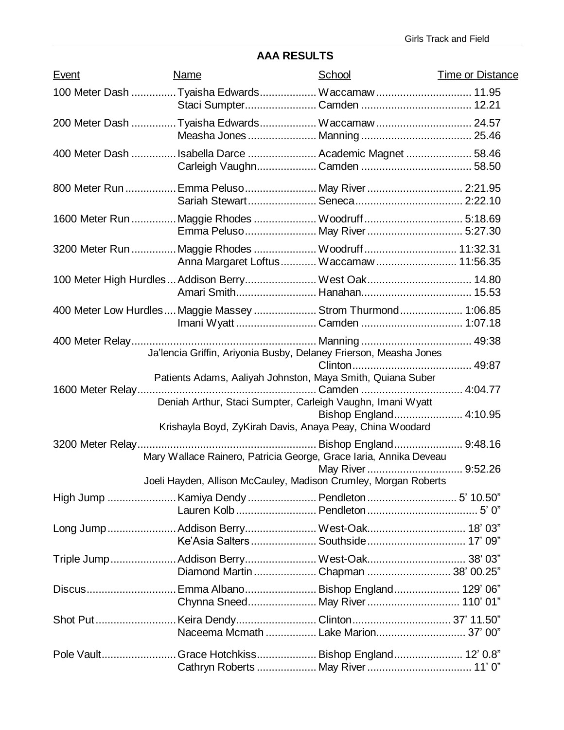## AAA RESULTS

| Event | Name | School | Time or Distance |
|---|---|---|---|
| 100 Meter Dash | Tyaisha Edwards | Waccamaw | 11.95 |
| | Staci Sumpter | Camden | 12.21 |
| 200 Meter Dash | Tyaisha Edwards | Waccamaw | 24.57 |
| | Measha Jones | Manning | 25.46 |
| 400 Meter Dash | Isabella Darce | Academic Magnet | 58.46 |
| | Carleigh Vaughn | Camden | 58.50 |
| 800 Meter Run | Emma Peluso | May River | 2:21.95 |
| | Sariah Stewart | Seneca | 2:22.10 |
| 1600 Meter Run | Maggie Rhodes | Woodruff | 5:18.69 |
| | Emma Peluso | May River | 5:27.30 |
| 3200 Meter Run | Maggie Rhodes | Woodruff | 11:32.31 |
| | Anna Margaret Loftus | Waccamaw | 11:56.35 |
| 100 Meter High Hurdles | Addison Berry | West Oak | 14.80 |
| | Amari Smith | Hanahan | 15.53 |
| 400 Meter Low Hurdles | Maggie Massey | Strom Thurmond | 1:06.85 |
| | Imani Wyatt | Camden | 1:07.18 |
| 400 Meter Relay | | Manning | 49:38 |
| | Ja'lencia Griffin, Ariyonia Busby, Delaney Frierson, Measha Jones | | |
| | | Clinton | 49:87 |
| | Patients Adams, Aaliyah Johnston, Maya Smith, Quiana Suber | | |
| 1600 Meter Relay | | Camden | 4:04.77 |
| | Deniah Arthur, Staci Sumpter, Carleigh Vaughn, Imani Wyatt | | |
| | | Bishop England | 4:10.95 |
| | Krishayla Boyd, ZyKirah Davis, Anaya Peay, China Woodard | | |
| 3200 Meter Relay | | Bishop England | 9:48.16 |
| | Mary Wallace Rainero, Patricia George, Grace Iaria, Annika Deveau | | |
| | | May River | 9:52.26 |
| | Joeli Hayden, Allison McCauley, Madison Crumley, Morgan Roberts | | |
| High Jump | Kamiya Dendy | Pendleton | 5' 10.50" |
| | Lauren Kolb | Pendleton | 5' 0" |
| Long Jump | Addison Berry | West-Oak | 18' 03" |
| | Ke'Asia Salters | Southside | 17' 09" |
| Triple Jump | Addison Berry | West-Oak | 38' 03" |
| | Diamond Martin | Chapman | 38' 00.25" |
| Discus | Emma Albano | Bishop England | 129' 06" |
| | Chynna Sneed | May River | 110' 01" |
| Shot Put | Keira Dendy | Clinton | 37' 11.50" |
| | Naceema Mcmath | Lake Marion | 37' 00" |
| Pole Vault | Grace Hotchkiss | Bishop England | 12' 0.8" |
| | Cathryn Roberts | May River | 11' 0" |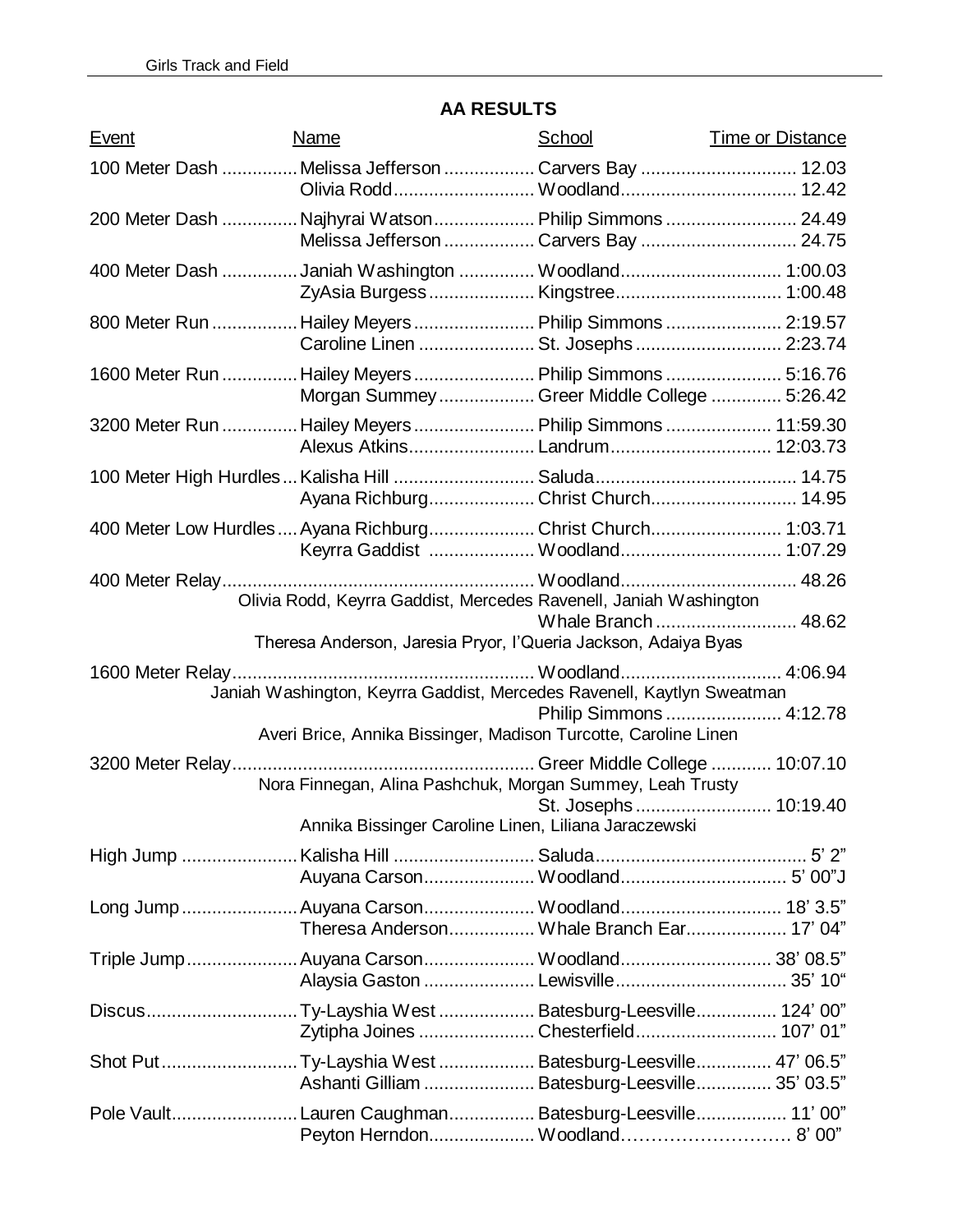## AA RESULTS

| Event | Name | School | Time or Distance |
|---|---|---|---|
| 100 Meter Dash | Melissa Jefferson | Carvers Bay | 12.03 |
| | Olivia Rodd | Woodland | 12.42 |
| 200 Meter Dash | Najhyrai Watson | Philip Simmons | 24.49 |
| | Melissa Jefferson | Carvers Bay | 24.75 |
| 400 Meter Dash | Janiah Washington | Woodland | 1:00.03 |
| | ZyAsia Burgess | Kingstree | 1:00.48 |
| 800 Meter Run | Hailey Meyers | Philip Simmons | 2:19.57 |
| | Caroline Linen | St. Josephs | 2:23.74 |
| 1600 Meter Run | Hailey Meyers | Philip Simmons | 5:16.76 |
| | Morgan Summey | Greer Middle College | 5:26.42 |
| 3200 Meter Run | Hailey Meyers | Philip Simmons | 11:59.30 |
| | Alexus Atkins | Landrum | 12:03.73 |
| 100 Meter High Hurdles | Kalisha Hill | Saluda | 14.75 |
| | Ayana Richburg | Christ Church | 14.95 |
| 400 Meter Low Hurdles | Ayana Richburg | Christ Church | 1:03.71 |
| | Keyrra Gaddist | Woodland | 1:07.29 |
| 400 Meter Relay | Olivia Rodd, Keyrra Gaddist, Mercedes Ravenell, Janiah Washington | Woodland | 48.26 |
| | Theresa Anderson, Jaresia Pryor, I'Queria Jackson, Adaiya Byas | Whale Branch | 48.62 |
| 1600 Meter Relay | Janiah Washington, Keyrra Gaddist, Mercedes Ravenell, Kaytlyn Sweatman | Woodland | 4:06.94 |
| | Averi Brice, Annika Bissinger, Madison Turcotte, Caroline Linen | Philip Simmons | 4:12.78 |
| 3200 Meter Relay | Nora Finnegan, Alina Pashchuk, Morgan Summey, Leah Trusty | Greer Middle College | 10:07.10 |
| | Annika Bissinger Caroline Linen, Liliana Jaraczewski | St. Josephs | 10:19.40 |
| High Jump | Kalisha Hill | Saluda | 5' 2" |
| | Auyana Carson | Woodland | 5' 00"J |
| Long Jump | Auyana Carson | Woodland | 18' 3.5" |
| | Theresa Anderson | Whale Branch Ear | 17' 04" |
| Triple Jump | Auyana Carson | Woodland | 38' 08.5" |
| | Alaysia Gaston | Lewisville | 35' 10" |
| Discus | Ty-Layshia West | Batesburg-Leesville | 124' 00" |
| | Zytipha Joines | Chesterfield | 107' 01" |
| Shot Put | Ty-Layshia West | Batesburg-Leesville | 47' 06.5" |
| | Ashanti Gilliam | Batesburg-Leesville | 35' 03.5" |
| Pole Vault | Lauren Caughman | Batesburg-Leesville | 11' 00" |
| | Peyton Herndon | Woodland | 8' 00" |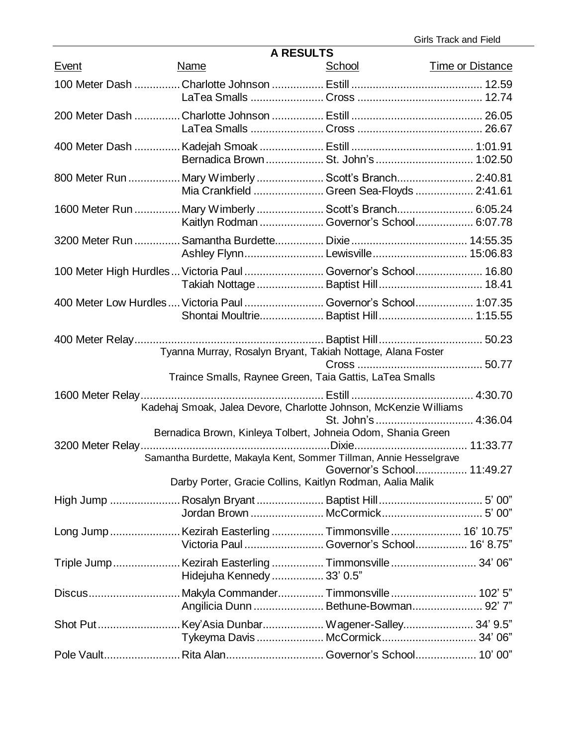## A RESULTS

| Event | Name | School | Time or Distance |
|---|---|---|---|
| 100 Meter Dash | Charlotte Johnson | Estill | 12.59 |
| | LaTea Smalls | Cross | 12.74 |
| 200 Meter Dash | Charlotte Johnson | Estill | 26.05 |
| | LaTea Smalls | Cross | 26.67 |
| 400 Meter Dash | Kadejah Smoak | Estill | 1:01.91 |
| | Bernadica Brown | St. John's | 1:02.50 |
| 800 Meter Run | Mary Wimberly | Scott's Branch | 2:40.81 |
| | Mia Crankfield | Green Sea-Floyds | 2:41.61 |
| 1600 Meter Run | Mary Wimberly | Scott's Branch | 6:05.24 |
| | Kaitlyn Rodman | Governor's School | 6:07.78 |
| 3200 Meter Run | Samantha Burdette | Dixie | 14:55.35 |
| | Ashley Flynn | Lewisville | 15:06.83 |
| 100 Meter High Hurdles | Victoria Paul | Governor's School | 16.80 |
| | Takiah Nottage | Baptist Hill | 18.41 |
| 400 Meter Low Hurdles | Victoria Paul | Governor's School | 1:07.35 |
| | Shontai Moultrie | Baptist Hill | 1:15.55 |
| 400 Meter Relay | | Baptist Hill | 50.23 |
| | Tyanna Murray, Rosalyn Bryant, Takiah Nottage, Alana Foster | | |
| | | Cross | 50.77 |
| | Traince Smalls, Raynee Green, Taia Gattis, LaTea Smalls | | |
| 1600 Meter Relay | | Estill | 4:30.70 |
| | Kadehaj Smoak, Jalea Devore, Charlotte Johnson, McKenzie Williams | | |
| | | St. John's | 4:36.04 |
| | Bernadica Brown, Kinleya Tolbert, Johneia Odom, Shania Green | | |
| 3200 Meter Relay | | Dixie | 11:33.77 |
| | Samantha Burdette, Makayla Kent, Sommer Tillman, Annie Hesselgrave | | |
| | | Governor's School | 11:49.27 |
| | Darby Porter, Gracie Collins, Kaitlyn Rodman, Aalia Malik | | |
| High Jump | Rosalyn Bryant | Baptist Hill | 5' 00" |
| | Jordan Brown | McCormick | 5' 00" |
| Long Jump | Kezirah Easterling | Timmonsville | 16' 10.75" |
| | Victoria Paul | Governor's School | 16' 8.75" |
| Triple Jump | Kezirah Easterling | Timmonsville | 34' 06" |
| | Hidejuha Kennedy | 33' 0.5" | |
| Discus | Makyla Commander | Timmonsville | 102' 5" |
| | Angilicia Dunn | Bethune-Bowman | 92' 7" |
| Shot Put | Key'Asia Dunbar | Wagener-Salley | 34' 9.5" |
| | Tykeyma Davis | McCormick | 34' 06" |
| Pole Vault | Rita Alan | Governor's School | 10' 00" |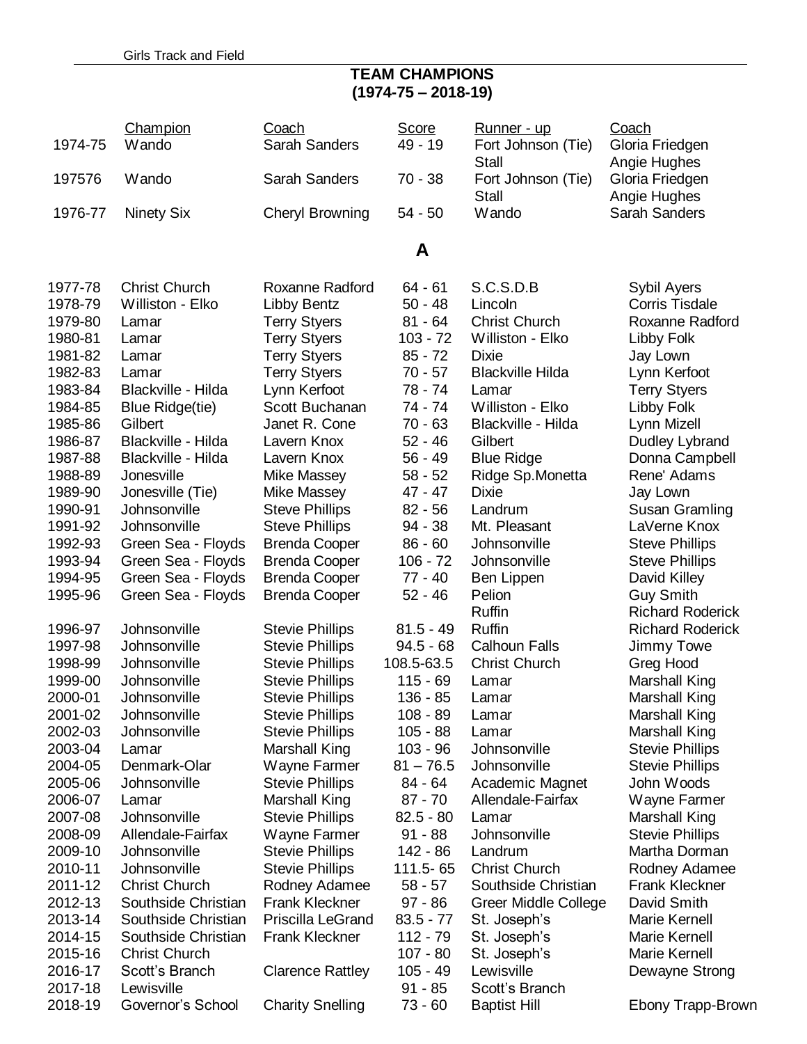Girls Track and Field

## TEAM CHAMPIONS
## (1974-75 – 2018-19)

| | Champion | Coach | Score | Runner - up | Coach |
|---|---|---|---|---|---|
| 1974-75 | Wando | Sarah Sanders | 49 - 19 | Fort Johnson (Tie) | Gloria Friedgen |
| | | | | Stall | Angie Hughes |
| 197576 | Wando | Sarah Sanders | 70 - 38 | Fort Johnson (Tie) | Gloria Friedgen |
| | | | | Stall | Angie Hughes |
| 1976-77 | Ninety Six | Cheryl Browning | 54 - 50 | Wando | Sarah Sanders |

## A

| | Champion | Coach | Score | Runner - up | Coach |
|---|---|---|---|---|---|
| 1977-78 | Christ Church | Roxanne Radford | 64 - 61 | S.C.S.D.B | Sybil Ayers |
| 1978-79 | Williston - Elko | Libby Bentz | 50 - 48 | Lincoln | Corris Tisdale |
| 1979-80 | Lamar | Terry Styers | 81 - 64 | Christ Church | Roxanne Radford |
| 1980-81 | Lamar | Terry Styers | 103 - 72 | Williston - Elko | Libby Folk |
| 1981-82 | Lamar | Terry Styers | 85 - 72 | Dixie | Jay Lown |
| 1982-83 | Lamar | Terry Styers | 70 - 57 | Blackville Hilda | Lynn Kerfoot |
| 1983-84 | Blackville - Hilda | Lynn Kerfoot | 78 - 74 | Lamar | Terry Styers |
| 1984-85 | Blue Ridge(tie) | Scott Buchanan | 74 - 74 | Williston - Elko | Libby Folk |
| 1985-86 | Gilbert | Janet R. Cone | 70 - 63 | Blackville - Hilda | Lynn Mizell |
| 1986-87 | Blackville - Hilda | Lavern Knox | 52 - 46 | Gilbert | Dudley Lybrand |
| 1987-88 | Blackville - Hilda | Lavern Knox | 56 - 49 | Blue Ridge | Donna Campbell |
| 1988-89 | Jonesville | Mike Massey | 58 - 52 | Ridge Sp.Monetta | Rene' Adams |
| 1989-90 | Jonesville (Tie) | Mike Massey | 47 - 47 | Dixie | Jay Lown |
| 1990-91 | Johnsonville | Steve Phillips | 82 - 56 | Landrum | Susan Gramling |
| 1991-92 | Johnsonville | Steve Phillips | 94 - 38 | Mt. Pleasant | LaVerne Knox |
| 1992-93 | Green Sea - Floyds | Brenda Cooper | 86 - 60 | Johnsonville | Steve Phillips |
| 1993-94 | Green Sea - Floyds | Brenda Cooper | 106 - 72 | Johnsonville | Steve Phillips |
| 1994-95 | Green Sea - Floyds | Brenda Cooper | 77 - 40 | Ben Lippen | David Killey |
| 1995-96 | Green Sea - Floyds | Brenda Cooper | 52 - 46 | Pelion | Guy Smith |
| | | | | Ruffin | Richard Roderick |
| 1996-97 | Johnsonville | Stevie Phillips | 81.5 - 49 | Ruffin | Richard Roderick |
| 1997-98 | Johnsonville | Stevie Phillips | 94.5 - 68 | Calhoun Falls | Jimmy Towe |
| 1998-99 | Johnsonville | Stevie Phillips | 108.5-63.5 | Christ Church | Greg Hood |
| 1999-00 | Johnsonville | Stevie Phillips | 115 - 69 | Lamar | Marshall King |
| 2000-01 | Johnsonville | Stevie Phillips | 136 - 85 | Lamar | Marshall King |
| 2001-02 | Johnsonville | Stevie Phillips | 108 - 89 | Lamar | Marshall King |
| 2002-03 | Johnsonville | Stevie Phillips | 105 - 88 | Lamar | Marshall King |
| 2003-04 | Lamar | Marshall King | 103 - 96 | Johnsonville | Stevie Phillips |
| 2004-05 | Denmark-Olar | Wayne Farmer | 81 – 76.5 | Johnsonville | Stevie Phillips |
| 2005-06 | Johnsonville | Stevie Phillips | 84 - 64 | Academic Magnet | John Woods |
| 2006-07 | Lamar | Marshall King | 87 - 70 | Allendale-Fairfax | Wayne Farmer |
| 2007-08 | Johnsonville | Stevie Phillips | 82.5 - 80 | Lamar | Marshall King |
| 2008-09 | Allendale-Fairfax | Wayne Farmer | 91 - 88 | Johnsonville | Stevie Phillips |
| 2009-10 | Johnsonville | Stevie Phillips | 142 - 86 | Landrum | Martha Dorman |
| 2010-11 | Johnsonville | Stevie Phillips | 111.5- 65 | Christ Church | Rodney Adamee |
| 2011-12 | Christ Church | Rodney Adamee | 58 - 57 | Southside Christian | Frank Kleckner |
| 2012-13 | Southside Christian | Frank Kleckner | 97 - 86 | Greer Middle College | David Smith |
| 2013-14 | Southside Christian | Priscilla LeGrand | 83.5 - 77 | St. Joseph's | Marie Kernell |
| 2014-15 | Southside Christian | Frank Kleckner | 112 - 79 | St. Joseph's | Marie Kernell |
| 2015-16 | Christ Church | | 107 - 80 | St. Joseph's | Marie Kernell |
| 2016-17 | Scott's Branch | Clarence Rattley | 105 - 49 | Lewisville | Dewayne Strong |
| 2017-18 | Lewisville | | 91 - 85 | Scott's Branch | |
| 2018-19 | Governor's School | Charity Snelling | 73 - 60 | Baptist Hill | Ebony Trapp-Brown |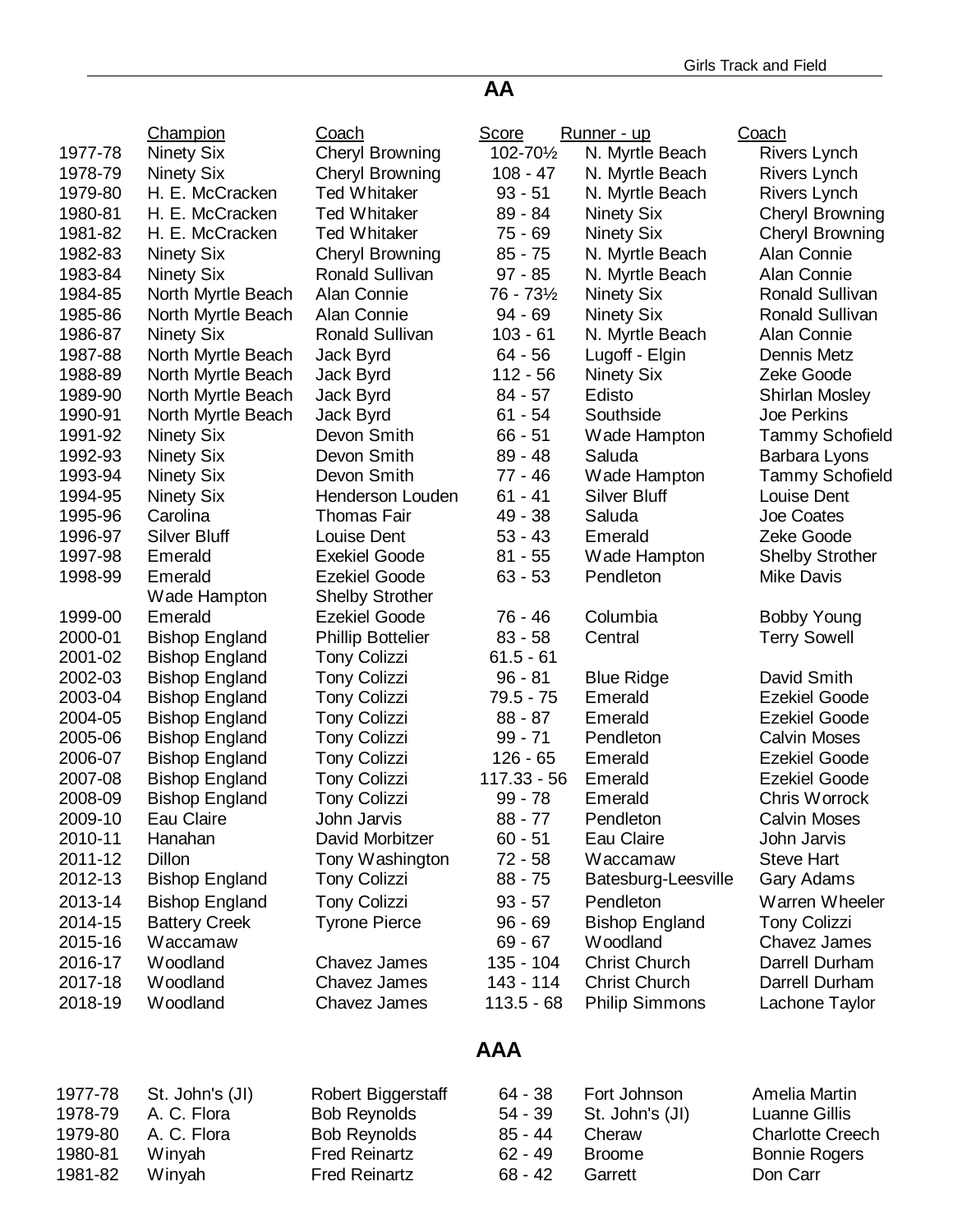## AA

| | Champion | Coach | Score | Runner - up | Coach |
|---|---|---|---|---|---|
| 1977-78 | Ninety Six | Cheryl Browning | 102-70½ | N. Myrtle Beach | Rivers Lynch |
| 1978-79 | Ninety Six | Cheryl Browning | 108 - 47 | N. Myrtle Beach | Rivers Lynch |
| 1979-80 | H. E. McCracken | Ted Whitaker | 93 - 51 | N. Myrtle Beach | Rivers Lynch |
| 1980-81 | H. E. McCracken | Ted Whitaker | 89 - 84 | Ninety Six | Cheryl Browning |
| 1981-82 | H. E. McCracken | Ted Whitaker | 75 - 69 | Ninety Six | Cheryl Browning |
| 1982-83 | Ninety Six | Cheryl Browning | 85 - 75 | N. Myrtle Beach | Alan Connie |
| 1983-84 | Ninety Six | Ronald Sullivan | 97 - 85 | N. Myrtle Beach | Alan Connie |
| 1984-85 | North Myrtle Beach | Alan Connie | 76 - 73½ | Ninety Six | Ronald Sullivan |
| 1985-86 | North Myrtle Beach | Alan Connie | 94 - 69 | Ninety Six | Ronald Sullivan |
| 1986-87 | Ninety Six | Ronald Sullivan | 103 - 61 | N. Myrtle Beach | Alan Connie |
| 1987-88 | North Myrtle Beach | Jack Byrd | 64 - 56 | Lugoff - Elgin | Dennis Metz |
| 1988-89 | North Myrtle Beach | Jack Byrd | 112 - 56 | Ninety Six | Zeke Goode |
| 1989-90 | North Myrtle Beach | Jack Byrd | 84 - 57 | Edisto | Shirlan Mosley |
| 1990-91 | North Myrtle Beach | Jack Byrd | 61 - 54 | Southside | Joe Perkins |
| 1991-92 | Ninety Six | Devon Smith | 66 - 51 | Wade Hampton | Tammy Schofield |
| 1992-93 | Ninety Six | Devon Smith | 89 - 48 | Saluda | Barbara Lyons |
| 1993-94 | Ninety Six | Devon Smith | 77 - 46 | Wade Hampton | Tammy Schofield |
| 1994-95 | Ninety Six | Henderson Louden | 61 - 41 | Silver Bluff | Louise Dent |
| 1995-96 | Carolina | Thomas Fair | 49 - 38 | Saluda | Joe Coates |
| 1996-97 | Silver Bluff | Louise Dent | 53 - 43 | Emerald | Zeke Goode |
| 1997-98 | Emerald | Exekiel Goode | 81 - 55 | Wade Hampton | Shelby Strother |
| 1998-99 | Emerald | Ezekiel Goode | 63 - 53 | Pendleton | Mike Davis |
| | Wade Hampton | Shelby Strother | | | |
| 1999-00 | Emerald | Ezekiel Goode | 76 - 46 | Columbia | Bobby Young |
| 2000-01 | Bishop England | Phillip Bottelier | 83 - 58 | Central | Terry Sowell |
| 2001-02 | Bishop England | Tony Colizzi | 61.5 - 61 | | |
| 2002-03 | Bishop England | Tony Colizzi | 96 - 81 | Blue Ridge | David Smith |
| 2003-04 | Bishop England | Tony Colizzi | 79.5 - 75 | Emerald | Ezekiel Goode |
| 2004-05 | Bishop England | Tony Colizzi | 88 - 87 | Emerald | Ezekiel Goode |
| 2005-06 | Bishop England | Tony Colizzi | 99 - 71 | Pendleton | Calvin Moses |
| 2006-07 | Bishop England | Tony Colizzi | 126 - 65 | Emerald | Ezekiel Goode |
| 2007-08 | Bishop England | Tony Colizzi | 117.33 - 56 | Emerald | Ezekiel Goode |
| 2008-09 | Bishop England | Tony Colizzi | 99 - 78 | Emerald | Chris Worrock |
| 2009-10 | Eau Claire | John Jarvis | 88 - 77 | Pendleton | Calvin Moses |
| 2010-11 | Hanahan | David Morbitzer | 60 - 51 | Eau Claire | John Jarvis |
| 2011-12 | Dillon | Tony Washington | 72 - 58 | Waccamaw | Steve Hart |
| 2012-13 | Bishop England | Tony Colizzi | 88 - 75 | Batesburg-Leesville | Gary Adams |
| 2013-14 | Bishop England | Tony Colizzi | 93 - 57 | Pendleton | Warren Wheeler |
| 2014-15 | Battery Creek | Tyrone Pierce | 96 - 69 | Bishop England | Tony Colizzi |
| 2015-16 | Waccamaw | | 69 - 67 | Woodland | Chavez James |
| 2016-17 | Woodland | Chavez James | 135 - 104 | Christ Church | Darrell Durham |
| 2017-18 | Woodland | Chavez James | 143 - 114 | Christ Church | Darrell Durham |
| 2018-19 | Woodland | Chavez James | 113.5 - 68 | Philip Simmons | Lachone Taylor |

## AAA

| | Champion | Coach | Score | Runner - up | Coach |
|---|---|---|---|---|---|
| 1977-78 | St. John's (JI) | Robert Biggerstaff | 64 - 38 | Fort Johnson | Amelia Martin |
| 1978-79 | A. C. Flora | Bob Reynolds | 54 - 39 | St. John's (JI) | Luanne Gillis |
| 1979-80 | A. C. Flora | Bob Reynolds | 85 - 44 | Cheraw | Charlotte Creech |
| 1980-81 | Winyah | Fred Reinartz | 62 - 49 | Broome | Bonnie Rogers |
| 1981-82 | Winyah | Fred Reinartz | 68 - 42 | Garrett | Don Carr |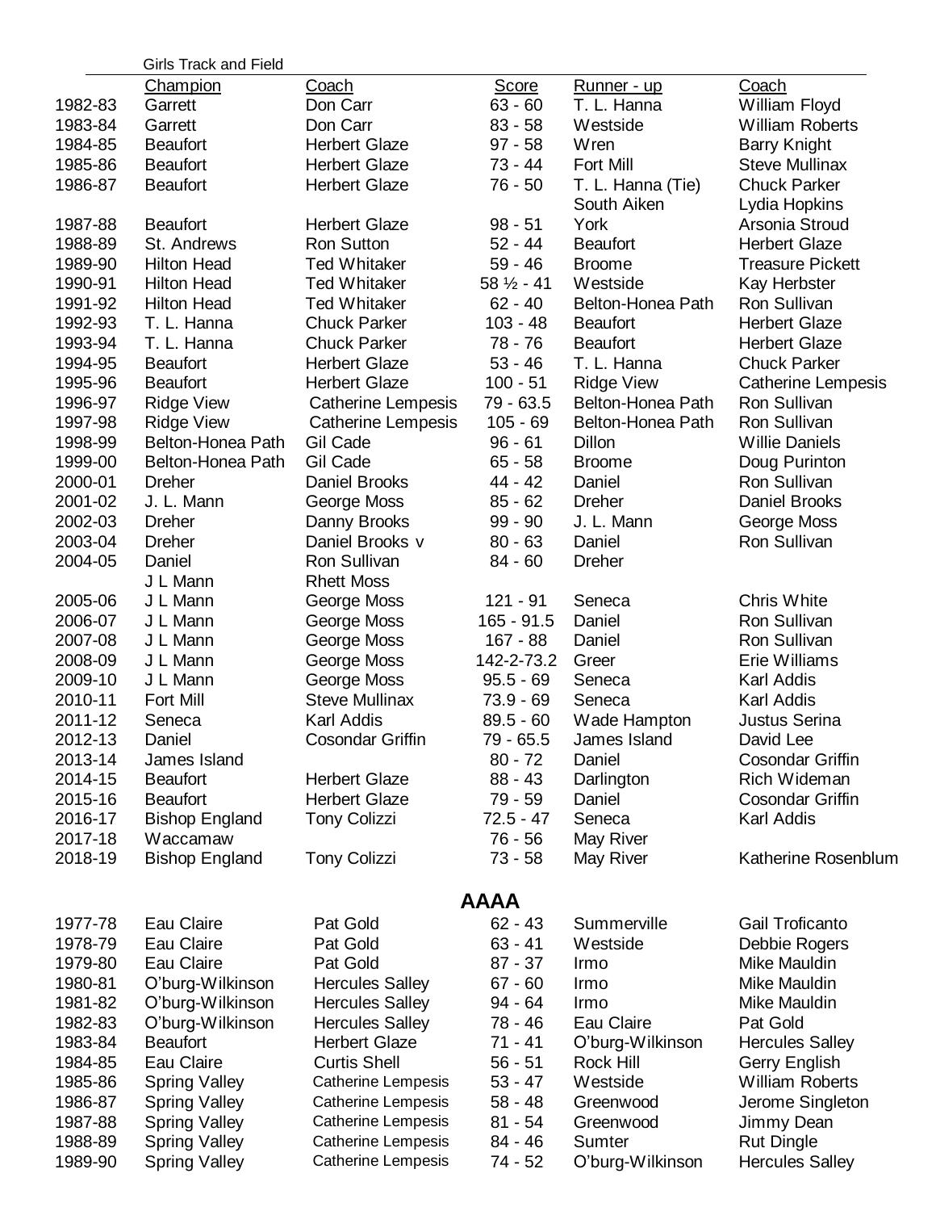Girls Track and Field

| | Champion | Coach | Score | Runner - up | Coach |
|---|---|---|---|---|---|
| 1982-83 | Garrett | Don Carr | 63 - 60 | T. L. Hanna | William Floyd |
| 1983-84 | Garrett | Don Carr | 83 - 58 | Westside | William Roberts |
| 1984-85 | Beaufort | Herbert Glaze | 97 - 58 | Wren | Barry Knight |
| 1985-86 | Beaufort | Herbert Glaze | 73 - 44 | Fort Mill | Steve Mullinax |
| 1986-87 | Beaufort | Herbert Glaze | 76 - 50 | T. L. Hanna (Tie) | Chuck Parker |
| | | | | South Aiken | Lydia Hopkins |
| 1987-88 | Beaufort | Herbert Glaze | 98 - 51 | York | Arsonia Stroud |
| 1988-89 | St. Andrews | Ron Sutton | 52 - 44 | Beaufort | Herbert Glaze |
| 1989-90 | Hilton Head | Ted Whitaker | 59 - 46 | Broome | Treasure Pickett |
| 1990-91 | Hilton Head | Ted Whitaker | 58 ½ - 41 | Westside | Kay Herbster |
| 1991-92 | Hilton Head | Ted Whitaker | 62 - 40 | Belton-Honea Path | Ron Sullivan |
| 1992-93 | T. L. Hanna | Chuck Parker | 103 - 48 | Beaufort | Herbert Glaze |
| 1993-94 | T. L. Hanna | Chuck Parker | 78 - 76 | Beaufort | Herbert Glaze |
| 1994-95 | Beaufort | Herbert Glaze | 53 - 46 | T. L. Hanna | Chuck Parker |
| 1995-96 | Beaufort | Herbert Glaze | 100 - 51 | Ridge View | Catherine Lempesis |
| 1996-97 | Ridge View | Catherine Lempesis | 79 - 63.5 | Belton-Honea Path | Ron Sullivan |
| 1997-98 | Ridge View | Catherine Lempesis | 105 - 69 | Belton-Honea Path | Ron Sullivan |
| 1998-99 | Belton-Honea Path | Gil Cade | 96 - 61 | Dillon | Willie Daniels |
| 1999-00 | Belton-Honea Path | Gil Cade | 65 - 58 | Broome | Doug Purinton |
| 2000-01 | Dreher | Daniel Brooks | 44 - 42 | Daniel | Ron Sullivan |
| 2001-02 | J. L. Mann | George Moss | 85 - 62 | Dreher | Daniel Brooks |
| 2002-03 | Dreher | Danny Brooks | 99 - 90 | J. L. Mann | George Moss |
| 2003-04 | Dreher | Daniel Brooks v | 80 - 63 | Daniel | Ron Sullivan |
| 2004-05 | Daniel | Ron Sullivan | 84 - 60 | Dreher | |
| | J L Mann | Rhett Moss | | | |
| 2005-06 | J L Mann | George Moss | 121 - 91 | Seneca | Chris White |
| 2006-07 | J L Mann | George Moss | 165 - 91.5 | Daniel | Ron Sullivan |
| 2007-08 | J L Mann | George Moss | 167 - 88 | Daniel | Ron Sullivan |
| 2008-09 | J L Mann | George Moss | 142-2-73.2 | Greer | Erie Williams |
| 2009-10 | J L Mann | George Moss | 95.5 - 69 | Seneca | Karl Addis |
| 2010-11 | Fort Mill | Steve Mullinax | 73.9 - 69 | Seneca | Karl Addis |
| 2011-12 | Seneca | Karl Addis | 89.5 - 60 | Wade Hampton | Justus Serina |
| 2012-13 | Daniel | Cosondar Griffin | 79 - 65.5 | James Island | David Lee |
| 2013-14 | James Island | | 80 - 72 | Daniel | Cosondar Griffin |
| 2014-15 | Beaufort | Herbert Glaze | 88 - 43 | Darlington | Rich Wideman |
| 2015-16 | Beaufort | Herbert Glaze | 79 - 59 | Daniel | Cosondar Griffin |
| 2016-17 | Bishop England | Tony Colizzi | 72.5 - 47 | Seneca | Karl Addis |
| 2017-18 | Waccamaw | | 76 - 56 | May River | |
| 2018-19 | Bishop England | Tony Colizzi | 73 - 58 | May River | Katherine Rosenblum |

## AAAA

| | Champion | Coach | Score | Runner - up | Coach |
|---|---|---|---|---|---|
| 1977-78 | Eau Claire | Pat Gold | 62 - 43 | Summerville | Gail Troficanto |
| 1978-79 | Eau Claire | Pat Gold | 63 - 41 | Westside | Debbie Rogers |
| 1979-80 | Eau Claire | Pat Gold | 87 - 37 | Irmo | Mike Mauldin |
| 1980-81 | O'burg-Wilkinson | Hercules Salley | 67 - 60 | Irmo | Mike Mauldin |
| 1981-82 | O'burg-Wilkinson | Hercules Salley | 94 - 64 | Irmo | Mike Mauldin |
| 1982-83 | O'burg-Wilkinson | Hercules Salley | 78 - 46 | Eau Claire | Pat Gold |
| 1983-84 | Beaufort | Herbert Glaze | 71 - 41 | O'burg-Wilkinson | Hercules Salley |
| 1984-85 | Eau Claire | Curtis Shell | 56 - 51 | Rock Hill | Gerry English |
| 1985-86 | Spring Valley | Catherine Lempesis | 53 - 47 | Westside | William Roberts |
| 1986-87 | Spring Valley | Catherine Lempesis | 58 - 48 | Greenwood | Jerome Singleton |
| 1987-88 | Spring Valley | Catherine Lempesis | 81 - 54 | Greenwood | Jimmy Dean |
| 1988-89 | Spring Valley | Catherine Lempesis | 84 - 46 | Sumter | Rut Dingle |
| 1989-90 | Spring Valley | Catherine Lempesis | 74 - 52 | O'burg-Wilkinson | Hercules Salley |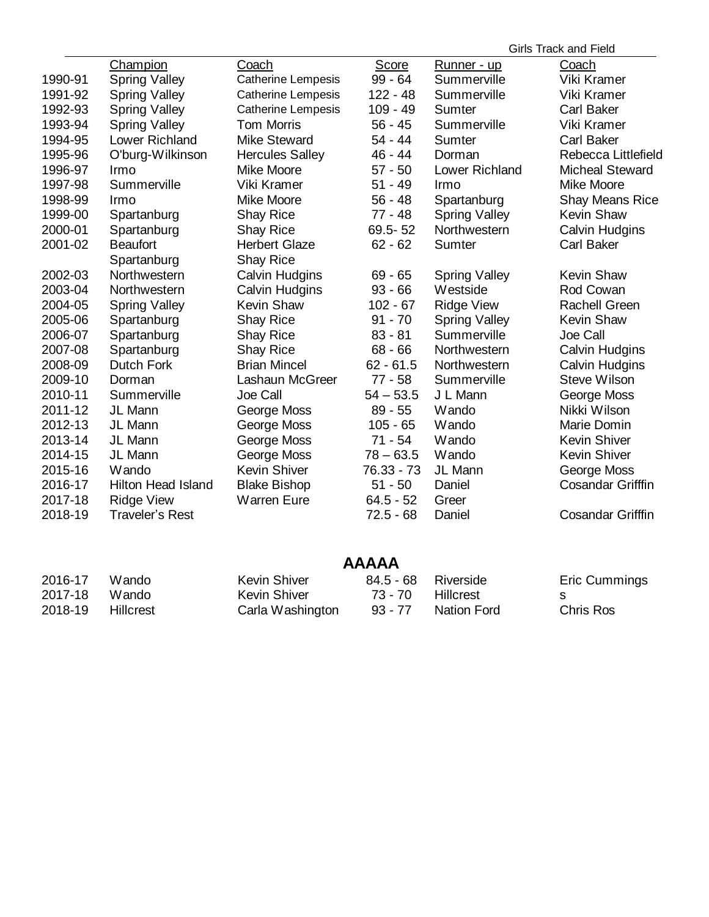Girls Track and Field

| | Champion | Coach | Score | Runner - up | Coach |
|---|---|---|---|---|---|
| 1990-91 | Spring Valley | Catherine Lempesis | 99 - 64 | Summerville | Viki Kramer |
| 1991-92 | Spring Valley | Catherine Lempesis | 122 - 48 | Summerville | Viki Kramer |
| 1992-93 | Spring Valley | Catherine Lempesis | 109 - 49 | Sumter | Carl Baker |
| 1993-94 | Spring Valley | Tom Morris | 56 - 45 | Summerville | Viki Kramer |
| 1994-95 | Lower Richland | Mike Steward | 54 - 44 | Sumter | Carl Baker |
| 1995-96 | O'burg-Wilkinson | Hercules Salley | 46 - 44 | Dorman | Rebecca Littlefield |
| 1996-97 | Irmo | Mike Moore | 57 - 50 | Lower Richland | Micheal Steward |
| 1997-98 | Summerville | Viki Kramer | 51 - 49 | Irmo | Mike Moore |
| 1998-99 | Irmo | Mike Moore | 56 - 48 | Spartanburg | Shay Means Rice |
| 1999-00 | Spartanburg | Shay Rice | 77 - 48 | Spring Valley | Kevin Shaw |
| 2000-01 | Spartanburg | Shay Rice | 69.5- 52 | Northwestern | Calvin Hudgins |
| 2001-02 | Beaufort | Herbert Glaze | 62 - 62 | Sumter | Carl Baker |
| | Spartanburg | Shay Rice | | | |
| 2002-03 | Northwestern | Calvin Hudgins | 69 - 65 | Spring Valley | Kevin Shaw |
| 2003-04 | Northwestern | Calvin Hudgins | 93 - 66 | Westside | Rod Cowan |
| 2004-05 | Spring Valley | Kevin Shaw | 102 - 67 | Ridge View | Rachell Green |
| 2005-06 | Spartanburg | Shay Rice | 91 - 70 | Spring Valley | Kevin Shaw |
| 2006-07 | Spartanburg | Shay Rice | 83 - 81 | Summerville | Joe Call |
| 2007-08 | Spartanburg | Shay Rice | 68 - 66 | Northwestern | Calvin Hudgins |
| 2008-09 | Dutch Fork | Brian Mincel | 62 - 61.5 | Northwestern | Calvin Hudgins |
| 2009-10 | Dorman | Lashaun McGreer | 77 - 58 | Summerville | Steve Wilson |
| 2010-11 | Summerville | Joe Call | 54 – 53.5 | J L Mann | George Moss |
| 2011-12 | JL Mann | George Moss | 89 - 55 | Wando | Nikki Wilson |
| 2012-13 | JL Mann | George Moss | 105 - 65 | Wando | Marie Domin |
| 2013-14 | JL Mann | George Moss | 71 - 54 | Wando | Kevin Shiver |
| 2014-15 | JL Mann | George Moss | 78 – 63.5 | Wando | Kevin Shiver |
| 2015-16 | Wando | Kevin Shiver | 76.33 - 73 | JL Mann | George Moss |
| 2016-17 | Hilton Head Island | Blake Bishop | 51 - 50 | Daniel | Cosandar Grifffin |
| 2017-18 | Ridge View | Warren Eure | 64.5 - 52 | Greer | |
| 2018-19 | Traveler's Rest | | 72.5 - 68 | Daniel | Cosandar Grifffin |

## AAAAA

| | Champion | Coach | Score | Runner - up | Coach |
|---|---|---|---|---|---|
| 2016-17 | Wando | Kevin Shiver | 84.5 - 68 | Riverside | Eric Cummings |
| 2017-18 | Wando | Kevin Shiver | 73 - 70 | Hillcrest | s |
| 2018-19 | Hillcrest | Carla Washington | 93 - 77 | Nation Ford | Chris Ros |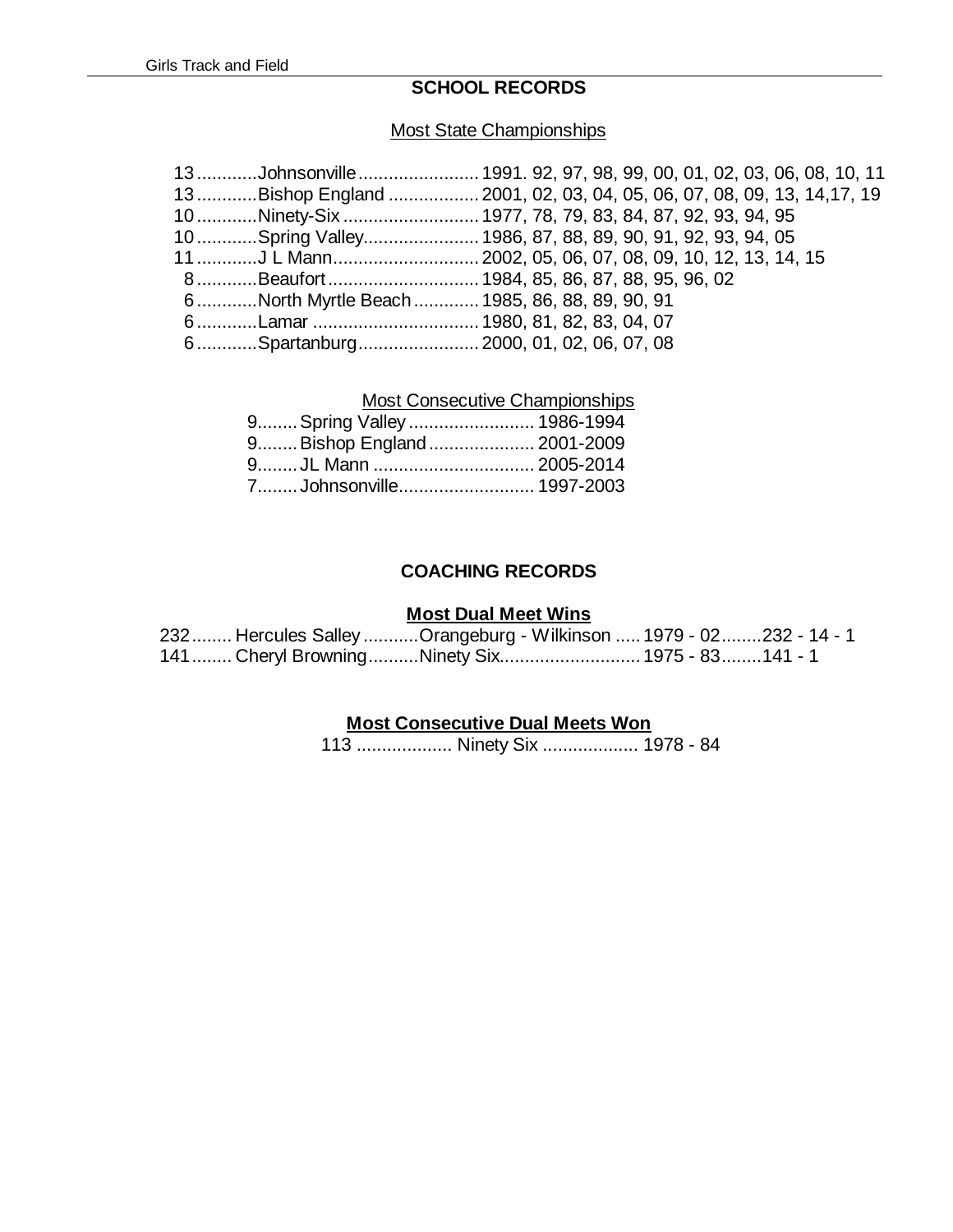## SCHOOL RECORDS

### Most State Championships

13............Johnsonville........................1991. 92, 97, 98, 99, 00, 01, 02, 03, 06, 08, 10, 11
13............Bishop England ..................2001, 02, 03, 04, 05, 06, 07, 08, 09, 13, 14,17, 19
10............Ninety-Six ...........................1977, 78, 79, 83, 84, 87, 92, 93, 94, 95
10............Spring Valley.......................1986, 87, 88, 89, 90, 91, 92, 93, 94, 05
11............J L Mann.............................2002, 05, 06, 07, 08, 09, 10, 12, 13, 14, 15
8............Beaufort..............................1984, 85, 86, 87, 88, 95, 96, 02
6............North Myrtle Beach.............1985, 86, 88, 89, 90, 91
6............Lamar .................................1980, 81, 82, 83, 04, 07
6............Spartanburg........................2000, 01, 02, 06, 07, 08

### Most Consecutive Championships

9........Spring Valley.........................1986-1994
9........Bishop England.....................2001-2009
9........JL Mann ................................2005-2014
7........Johnsonville...........................1997-2003

## COACHING RECORDS

### Most Dual Meet Wins

232........Hercules Salley...........Orangeburg - Wilkinson .....1979 - 02........232 - 14 - 1
141........Cheryl Browning..........Ninety Six............................1975 - 83........141 - 1

### Most Consecutive Dual Meets Won

113 ................... Ninety Six ................... 1978 - 84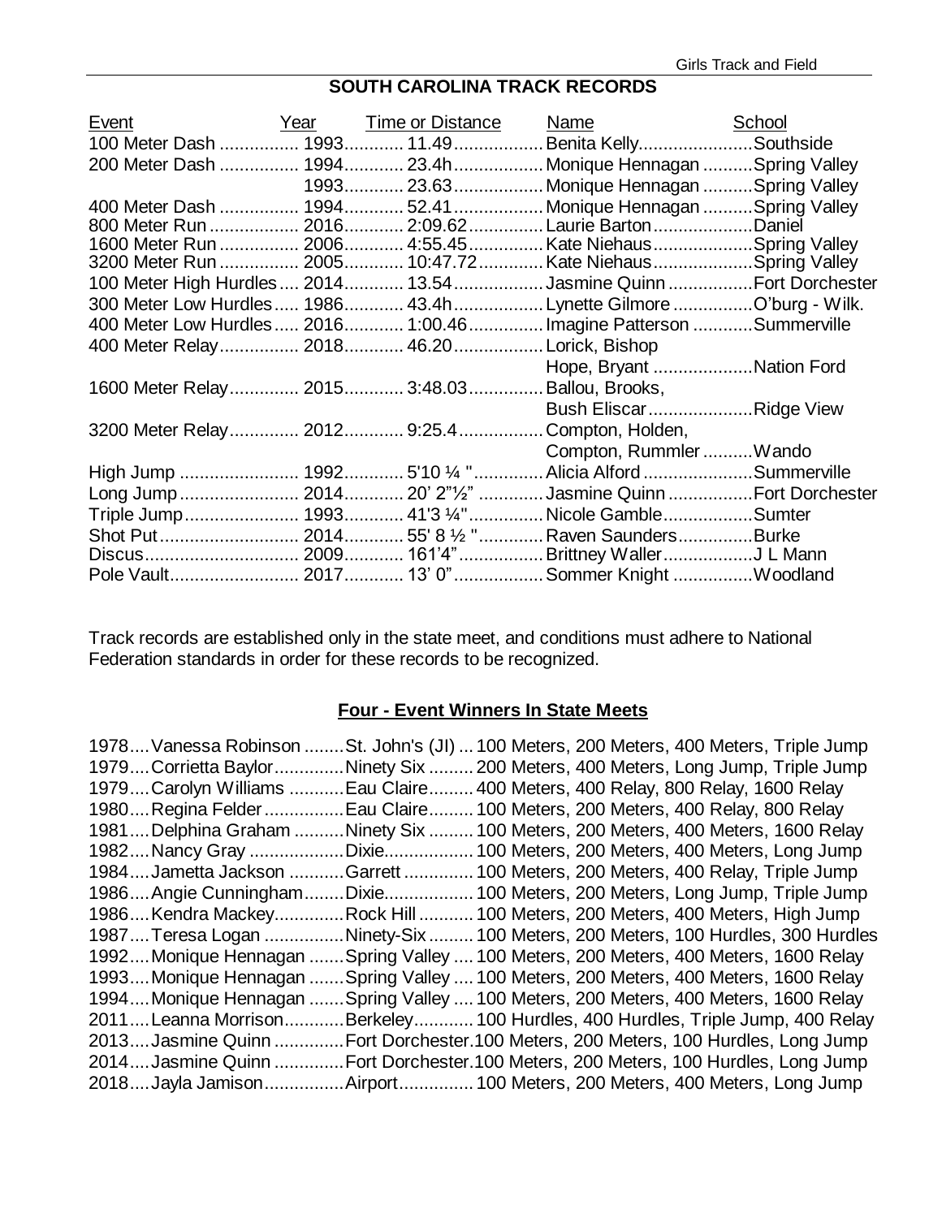## SOUTH CAROLINA TRACK RECORDS

| Event | Year | Time or Distance | Name | School |
|---|---|---|---|---|
| 100 Meter Dash | 1993 | 11.49 | Benita Kelly | Southside |
| 200 Meter Dash | 1994 | 23.4h | Monique Hennagan | Spring Valley |
| | 1993 | 23.63 | Monique Hennagan | Spring Valley |
| 400 Meter Dash | 1994 | 52.41 | Monique Hennagan | Spring Valley |
| 800 Meter Run | 2016 | 2:09.62 | Laurie Barton | Daniel |
| 1600 Meter Run | 2006 | 4:55.45 | Kate Niehaus | Spring Valley |
| 3200 Meter Run | 2005 | 10:47.72 | Kate Niehaus | Spring Valley |
| 100 Meter High Hurdles | 2014 | 13.54 | Jasmine Quinn | Fort Dorchester |
| 300 Meter Low Hurdles | 1986 | 43.4h | Lynette Gilmore | O'burg - Wilk. |
| 400 Meter Low Hurdles | 2016 | 1:00.46 | Imagine Patterson | Summerville |
| 400 Meter Relay | 2018 | 46.20 | Lorick, Bishop Hope, Bryant | Nation Ford |
| 1600 Meter Relay | 2015 | 3:48.03 | Ballou, Brooks, Bush Eliscar | Ridge View |
| 3200 Meter Relay | 2012 | 9:25.4 | Compton, Holden, Compton, Rummler | Wando |
| High Jump | 1992 | 5'10 ¼ " | Alicia Alford | Summerville |
| Long Jump | 2014 | 20' 2"½" | Jasmine Quinn | Fort Dorchester |
| Triple Jump | 1993 | 41'3 ¼" | Nicole Gamble | Sumter |
| Shot Put | 2014 | 55' 8 ½ " | Raven Saunders | Burke |
| Discus | 2009 | 161'4" | Brittney Waller | J L Mann |
| Pole Vault | 2017 | 13' 0" | Sommer Knight | Woodland |

Track records are established only in the state meet, and conditions must adhere to National Federation standards in order for these records to be recognized.

### Four - Event Winners In State Meets

| | | | |
|---|---|---|---|
| 1978 | Vanessa Robinson | St. John's (JI) | 100 Meters, 200 Meters, 400 Meters, Triple Jump |
| 1979 | Corrietta Baylor | Ninety Six | 200 Meters, 400 Meters, Long Jump, Triple Jump |
| 1979 | Carolyn Williams | Eau Claire | 400 Meters, 400 Relay, 800 Relay, 1600 Relay |
| 1980 | Regina Felder | Eau Claire | 100 Meters, 200 Meters, 400 Relay, 800 Relay |
| 1981 | Delphina Graham | Ninety Six | 100 Meters, 200 Meters, 400 Meters, 1600 Relay |
| 1982 | Nancy Gray | Dixie | 100 Meters, 200 Meters, 400 Meters, Long Jump |
| 1984 | Jametta Jackson | Garrett | 100 Meters, 200 Meters, 400 Relay, Triple Jump |
| 1986 | Angie Cunningham | Dixie | 100 Meters, 200 Meters, Long Jump, Triple Jump |
| 1986 | Kendra Mackey | Rock Hill | 100 Meters, 200 Meters, 400 Meters, High Jump |
| 1987 | Teresa Logan | Ninety-Six | 100 Meters, 200 Meters, 100 Hurdles, 300 Hurdles |
| 1992 | Monique Hennagan | Spring Valley | 100 Meters, 200 Meters, 400 Meters, 1600 Relay |
| 1993 | Monique Hennagan | Spring Valley | 100 Meters, 200 Meters, 400 Meters, 1600 Relay |
| 1994 | Monique Hennagan | Spring Valley | 100 Meters, 200 Meters, 400 Meters, 1600 Relay |
| 2011 | Leanna Morrison | Berkeley | 100 Hurdles, 400 Hurdles, Triple Jump, 400 Relay |
| 2013 | Jasmine Quinn | Fort Dorchester | 100 Meters, 200 Meters, 100 Hurdles, Long Jump |
| 2014 | Jasmine Quinn | Fort Dorchester | 100 Meters, 200 Meters, 100 Hurdles, Long Jump |
| 2018 | Jayla Jamison | Airport | 100 Meters, 200 Meters, 400 Meters, Long Jump |